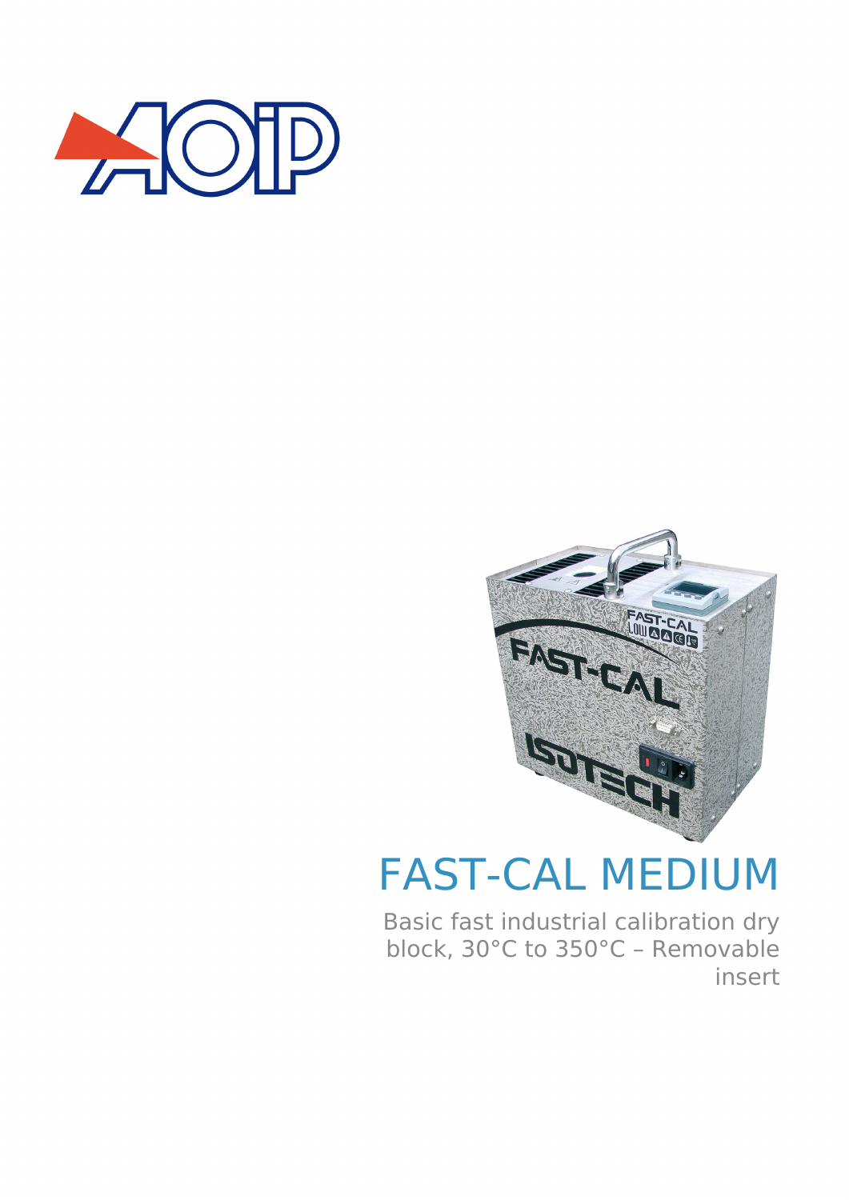# FAST-CAL MEDIUM

Basic fast industrial calibration dry block, 30°C to 350°C – Removable insert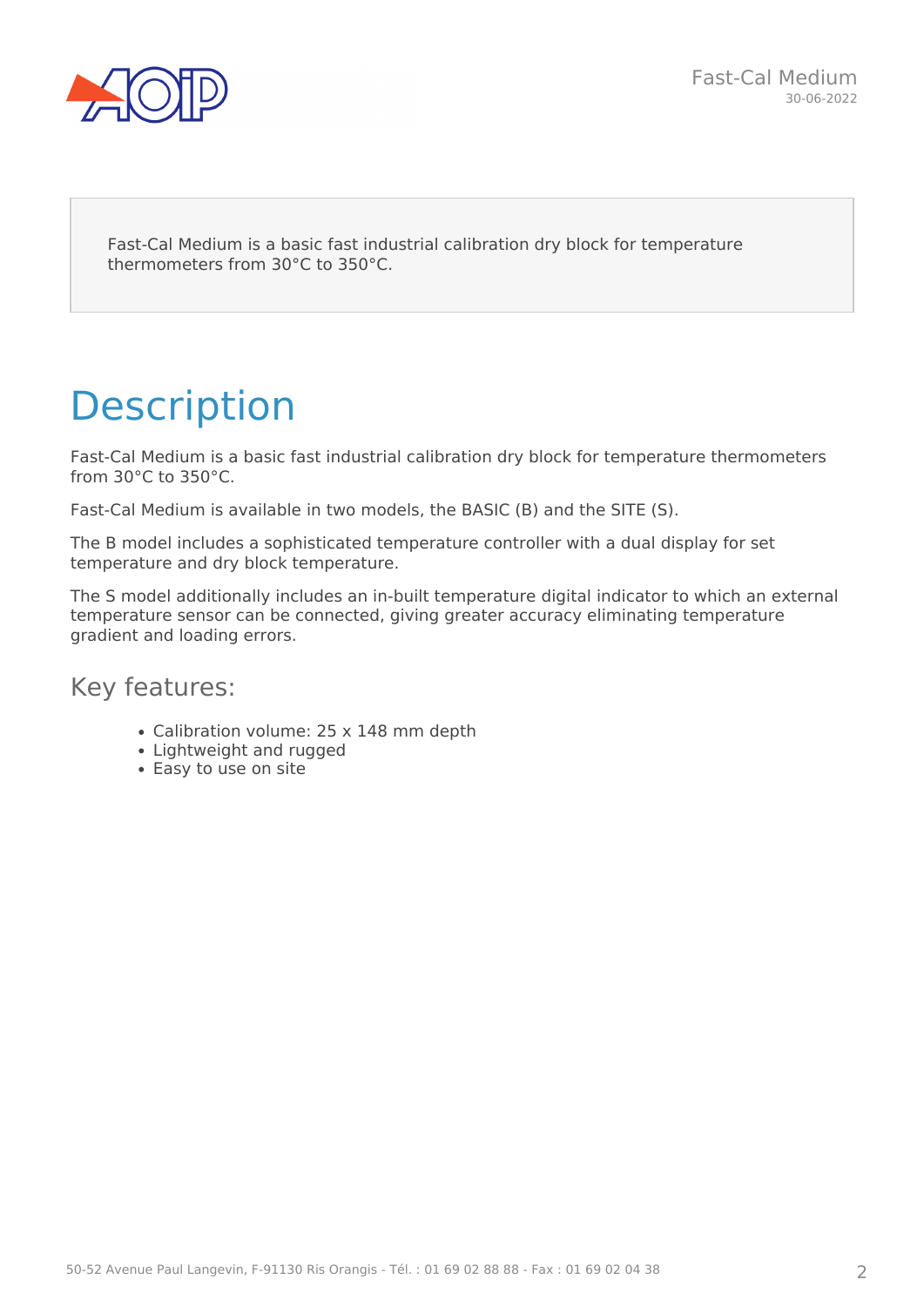Fast-Cal Medium is a basic fast industrial calibration dry block for temperature thermometers from 30°C to 350°C.

# Description

Fast-Cal Medium is a basic fast industrial calibration dry block for temperature thermometers from 30°C to 350°C.

Fast-Cal Medium is available in two models, the BASIC (B) and the SITE (S).

The B model includes a sophisticated temperature controller with a dual display for set temperature and dry block temperature.

The S model additionally includes an in-built temperature digital indicator to which an external temperature sensor can be connected, giving greater accuracy eliminating temperature gradient and loading errors.

## Key features:

- Calibration volume: 25 x 148 mm depth
- Lightweight and rugged
- Easy to use on site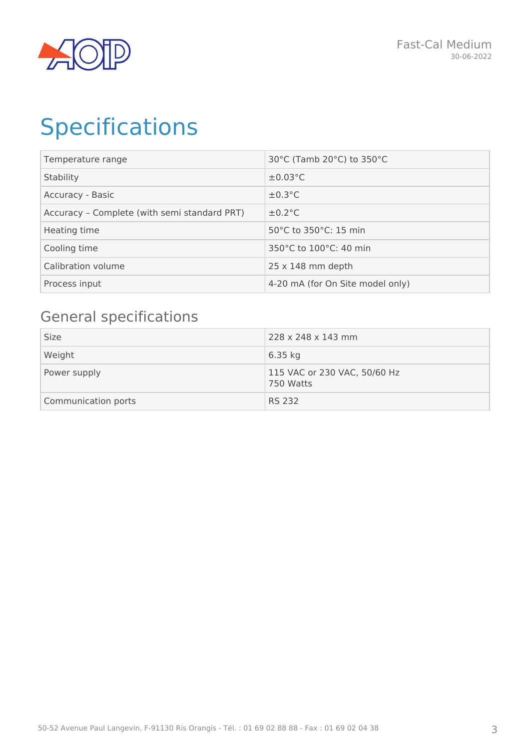# Specifications

| Temperature range | 30°C (Tamb 20°C) to 350°C |
|---|---|
| Stability | ±0.03°C |
| Accuracy - Basic | ±0.3°C |
| Accuracy – Complete (with semi standard PRT) | ±0.2°C |
| Heating time | 50°C to 350°C: 15 min |
| Cooling time | 350°C to 100°C: 40 min |
| Calibration volume | 25 x 148 mm depth |
| Process input | 4-20 mA (for On Site model only) |

## General specifications

| Size | 228 x 248 x 143 mm |
|---|---|
| Weight | 6.35 kg |
| Power supply | 115 VAC or 230 VAC, 50/60 Hz<br>750 Watts |
| Communication ports | RS 232 |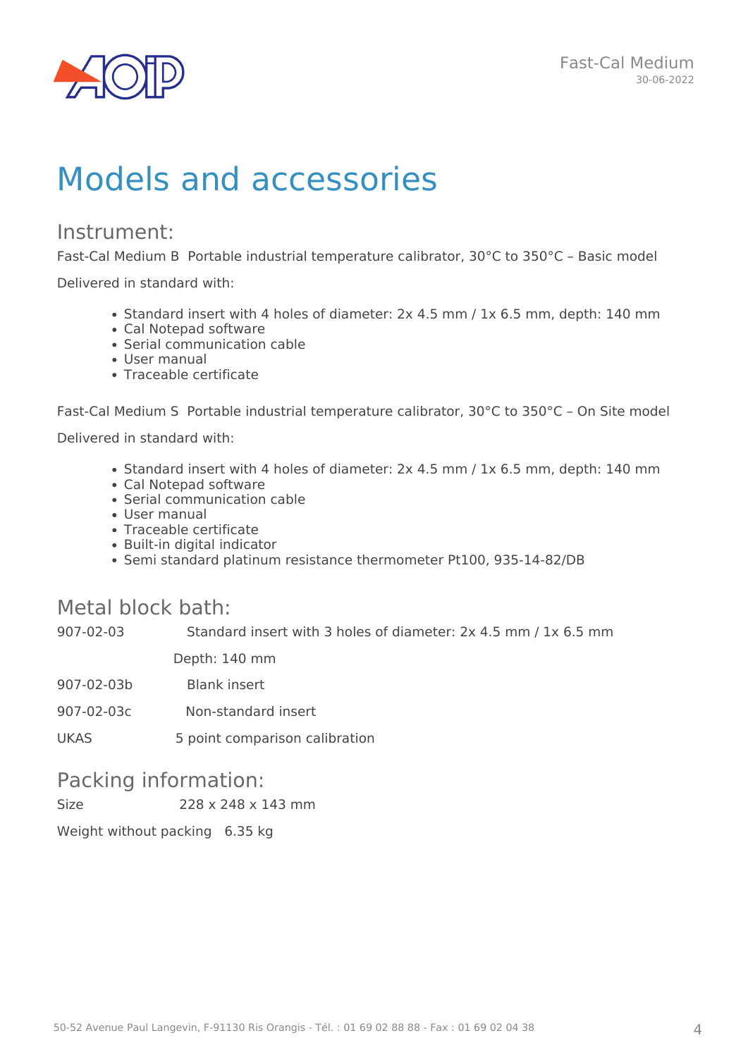# Models and accessories

## Instrument:

Fast-Cal Medium B  Portable industrial temperature calibrator, 30°C to 350°C – Basic model

Delivered in standard with:

- Standard insert with 4 holes of diameter: 2x 4.5 mm / 1x 6.5 mm, depth: 140 mm
- Cal Notepad software
- Serial communication cable
- User manual
- Traceable certificate

Fast-Cal Medium S  Portable industrial temperature calibrator, 30°C to 350°C – On Site model

Delivered in standard with:

- Standard insert with 4 holes of diameter: 2x 4.5 mm / 1x 6.5 mm, depth: 140 mm
- Cal Notepad software
- Serial communication cable
- User manual
- Traceable certificate
- Built-in digital indicator
- Semi standard platinum resistance thermometer Pt100, 935-14-82/DB

## Metal block bath:

| | |
|---|---|
| 907-02-03 | Standard insert with 3 holes of diameter: 2x 4.5 mm / 1x 6.5 mm<br>Depth: 140 mm |
| 907-02-03b | Blank insert |
| 907-02-03c | Non-standard insert |
| UKAS | 5 point comparison calibration |

## Packing information:

| | |
|---|---|
| Size | 228 x 248 x 143 mm |
| Weight without packing | 6.35 kg |